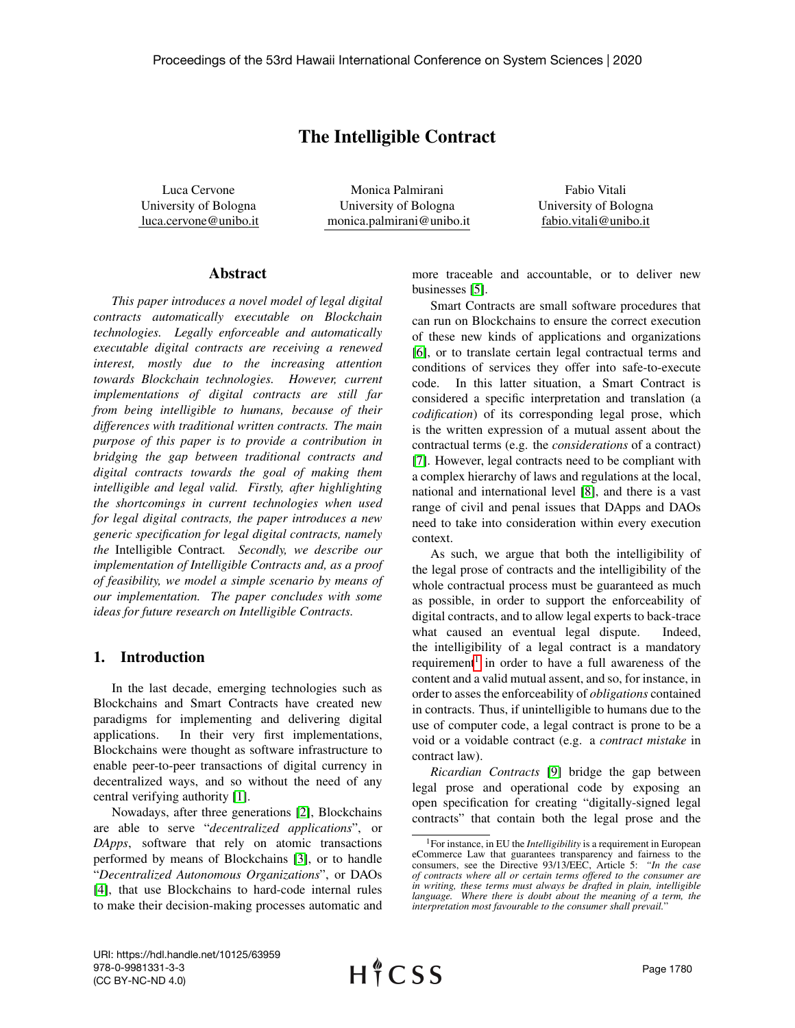# The Intelligible Contract

Luca Cervone
University of Bologna
luca.cervone@unibo.it

Monica Palmirani
University of Bologna
monica.palmirani@unibo.it

Fabio Vitali
University of Bologna
fabio.vitali@unibo.it

## Abstract

*This paper introduces a novel model of legal digital contracts automatically executable on Blockchain technologies. Legally enforceable and automatically executable digital contracts are receiving a renewed interest, mostly due to the increasing attention towards Blockchain technologies. However, current implementations of digital contracts are still far from being intelligible to humans, because of their differences with traditional written contracts. The main purpose of this paper is to provide a contribution in bridging the gap between traditional contracts and digital contracts towards the goal of making them intelligible and legal valid. Firstly, after highlighting the shortcomings in current technologies when used for legal digital contracts, the paper introduces a new generic specification for legal digital contracts, namely the* Intelligible Contract*. Secondly, we describe our implementation of Intelligible Contracts and, as a proof of feasibility, we model a simple scenario by means of our implementation. The paper concludes with some ideas for future research on Intelligible Contracts.*

## 1. Introduction

In the last decade, emerging technologies such as Blockchains and Smart Contracts have created new paradigms for implementing and delivering digital applications. In their very first implementations, Blockchains were thought as software infrastructure to enable peer-to-peer transactions of digital currency in decentralized ways, and so without the need of any central verifying authority [1].

Nowadays, after three generations [2], Blockchains are able to serve "*decentralized applications*", or *DApps*, software that rely on atomic transactions performed by means of Blockchains [3], or to handle "*Decentralized Autonomous Organizations*", or DAOs [4], that use Blockchains to hard-code internal rules to make their decision-making processes automatic and more traceable and accountable, or to deliver new businesses [5].

Smart Contracts are small software procedures that can run on Blockchains to ensure the correct execution of these new kinds of applications and organizations [6], or to translate certain legal contractual terms and conditions of services they offer into safe-to-execute code. In this latter situation, a Smart Contract is considered a specific interpretation and translation (a *codification*) of its corresponding legal prose, which is the written expression of a mutual assent about the contractual terms (e.g. the *considerations* of a contract) [7]. However, legal contracts need to be compliant with a complex hierarchy of laws and regulations at the local, national and international level [8], and there is a vast range of civil and penal issues that DApps and DAOs need to take into consideration within every execution context.

As such, we argue that both the intelligibility of the legal prose of contracts and the intelligibility of the whole contractual process must be guaranteed as much as possible, in order to support the enforceability of digital contracts, and to allow legal experts to back-trace what caused an eventual legal dispute. Indeed, the intelligibility of a legal contract is a mandatory requirement[1] in order to have a full awareness of the content and a valid mutual assent, and so, for instance, in order to asses the enforceability of *obligations* contained in contracts. Thus, if unintelligible to humans due to the use of computer code, a legal contract is prone to be a void or a voidable contract (e.g. a *contract mistake* in contract law).

*Ricardian Contracts* [9] bridge the gap between legal prose and operational code by exposing an open specification for creating "digitally-signed legal contracts" that contain both the legal prose and the

[1] For instance, in EU the *Intelligibility* is a requirement in European eCommerce Law that guarantees transparency and fairness to the consumers, see the Directive 93/13/EEC, Article 5: *"In the case of contracts where all or certain terms offered to the consumer are in writing, these terms must always be drafted in plain, intelligible language. Where there is doubt about the meaning of a term, the interpretation most favourable to the consumer shall prevail."*

URI: https://hdl.handle.net/10125/63959
978-0-9981331-3-3
(CC BY-NC-ND 4.0)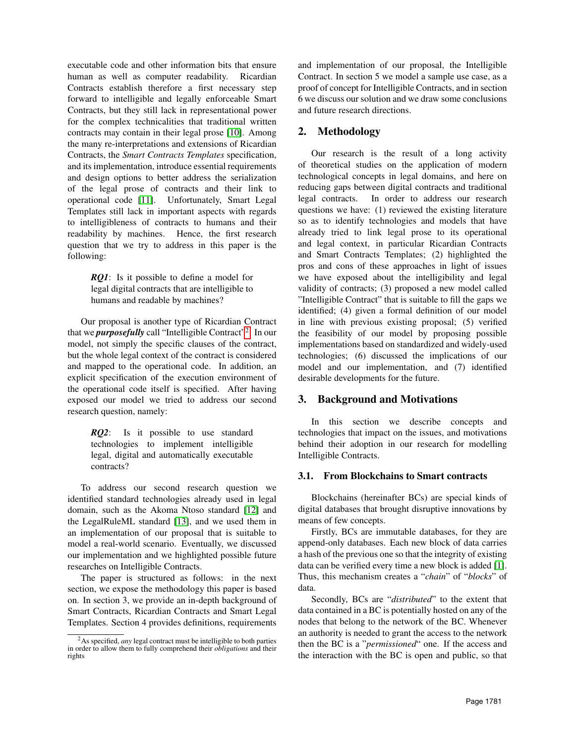executable code and other information bits that ensure human as well as computer readability. Ricardian Contracts establish therefore a first necessary step forward to intelligible and legally enforceable Smart Contracts, but they still lack in representational power for the complex technicalities that traditional written contracts may contain in their legal prose [10]. Among the many re-interpretations and extensions of Ricardian Contracts, the *Smart Contracts Templates* specification, and its implementation, introduce essential requirements and design options to better address the serialization of the legal prose of contracts and their link to operational code [11]. Unfortunately, Smart Legal Templates still lack in important aspects with regards to intelligibleness of contracts to humans and their readability by machines. Hence, the first research question that we try to address in this paper is the following:

> ***RQ1***: Is it possible to define a model for legal digital contracts that are intelligible to humans and readable by machines?

Our proposal is another type of Ricardian Contract that we ***purposefully*** call "Intelligible Contract"[2]. In our model, not simply the specific clauses of the contract, but the whole legal context of the contract is considered and mapped to the operational code. In addition, an explicit specification of the execution environment of the operational code itself is specified. After having exposed our model we tried to address our second research question, namely:

> ***RQ2***: Is it possible to use standard technologies to implement intelligible legal, digital and automatically executable contracts?

To address our second research question we identified standard technologies already used in legal domain, such as the Akoma Ntoso standard [12] and the LegalRuleML standard [13], and we used them in an implementation of our proposal that is suitable to model a real-world scenario. Eventually, we discussed our implementation and we highlighted possible future researches on Intelligible Contracts.

The paper is structured as follows: in the next section, we expose the methodology this paper is based on. In section 3, we provide an in-depth background of Smart Contracts, Ricardian Contracts and Smart Legal Templates. Section 4 provides definitions, requirements and implementation of our proposal, the Intelligible Contract. In section 5 we model a sample use case, as a proof of concept for Intelligible Contracts, and in section 6 we discuss our solution and we draw some conclusions and future research directions.

[2] As specified, *any* legal contract must be intelligible to both parties in order to allow them to fully comprehend their *obligations* and their rights

## 2. Methodology

Our research is the result of a long activity of theoretical studies on the application of modern technological concepts in legal domains, and here on reducing gaps between digital contracts and traditional legal contracts. In order to address our research questions we have: (1) reviewed the existing literature so as to identify technologies and models that have already tried to link legal prose to its operational and legal context, in particular Ricardian Contracts and Smart Contracts Templates; (2) highlighted the pros and cons of these approaches in light of issues we have exposed about the intelligibility and legal validity of contracts; (3) proposed a new model called "Intelligible Contract" that is suitable to fill the gaps we identified; (4) given a formal definition of our model in line with previous existing proposal; (5) verified the feasibility of our model by proposing possible implementations based on standardized and widely-used technologies; (6) discussed the implications of our model and our implementation, and (7) identified desirable developments for the future.

## 3. Background and Motivations

In this section we describe concepts and technologies that impact on the issues, and motivations behind their adoption in our research for modelling Intelligible Contracts.

### 3.1. From Blockchains to Smart contracts

Blockchains (hereinafter BCs) are special kinds of digital databases that brought disruptive innovations by means of few concepts.

Firstly, BCs are immutable databases, for they are append-only databases. Each new block of data carries a hash of the previous one so that the integrity of existing data can be verified every time a new block is added [1]. Thus, this mechanism creates a "*chain*" of "*blocks*" of data.

Secondly, BCs are "*distributed*" to the extent that data contained in a BC is potentially hosted on any of the nodes that belong to the network of the BC. Whenever an authority is needed to grant the access to the network then the BC is a "*permissioned*" one. If the access and the interaction with the BC is open and public, so that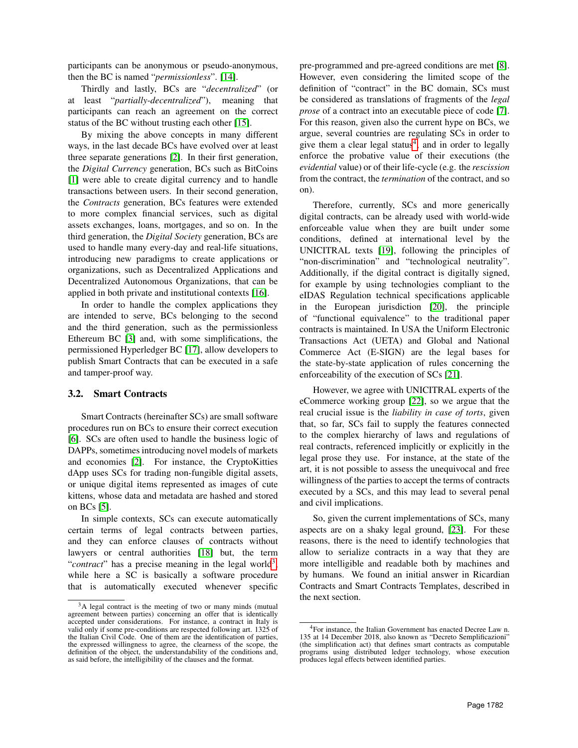participants can be anonymous or pseudo-anonymous, then the BC is named "*permissionless*". [14].

Thirdly and lastly, BCs are "*decentralized*" (or at least "*partially-decentralized*"), meaning that participants can reach an agreement on the correct status of the BC without trusting each other [15].

By mixing the above concepts in many different ways, in the last decade BCs have evolved over at least three separate generations [2]. In their first generation, the *Digital Currency* generation, BCs such as BitCoins [1] were able to create digital currency and to handle transactions between users. In their second generation, the *Contracts* generation, BCs features were extended to more complex financial services, such as digital assets exchanges, loans, mortgages, and so on. In the third generation, the *Digital Society* generation, BCs are used to handle many every-day and real-life situations, introducing new paradigms to create applications or organizations, such as Decentralized Applications and Decentralized Autonomous Organizations, that can be applied in both private and institutional contexts [16].

In order to handle the complex applications they are intended to serve, BCs belonging to the second and the third generation, such as the permissionless Ethereum BC [3] and, with some simplifications, the permissioned Hyperledger BC [17], allow developers to publish Smart Contracts that can be executed in a safe and tamper-proof way.

### 3.2. Smart Contracts

Smart Contracts (hereinafter SCs) are small software procedures run on BCs to ensure their correct execution [6]. SCs are often used to handle the business logic of DAPPs, sometimes introducing novel models of markets and economies [2]. For instance, the CryptoKitties dApp uses SCs for trading non-fungible digital assets, or unique digital items represented as images of cute kittens, whose data and metadata are hashed and stored on BCs [5].

In simple contexts, SCs can execute automatically certain terms of legal contracts between parties, and they can enforce clauses of contracts without lawyers or central authorities [18] but, the term "*contract*" has a precise meaning in the legal world[3], while here a SC is basically a software procedure that is automatically executed whenever specific pre-programmed and pre-agreed conditions are met [8]. However, even considering the limited scope of the definition of "contract" in the BC domain, SCs must be considered as translations of fragments of the *legal prose* of a contract into an executable piece of code [7]. For this reason, given also the current hype on BCs, we argue, several countries are regulating SCs in order to give them a clear legal status[4] and in order to legally enforce the probative value of their executions (the *evidential* value) or of their life-cycle (e.g. the *rescission* from the contract, the *termination* of the contract, and so on).

Therefore, currently, SCs and more generically digital contracts, can be already used with world-wide enforceable value when they are built under some conditions, defined at international level by the UNICITRAL texts [19], following the principles of "non-discrimination" and "technological neutrality". Additionally, if the digital contract is digitally signed, for example by using technologies compliant to the eIDAS Regulation technical specifications applicable in the European jurisdiction [20], the principle of "functional equivalence" to the traditional paper contracts is maintained. In USA the Uniform Electronic Transactions Act (UETA) and Global and National Commerce Act (E-SIGN) are the legal bases for the state-by-state application of rules concerning the enforceability of the execution of SCs [21].

However, we agree with UNICITRAL experts of the eCommerce working group [22], so we argue that the real crucial issue is the *liability in case of torts*, given that, so far, SCs fail to supply the features connected to the complex hierarchy of laws and regulations of real contracts, referenced implicitly or explicitly in the legal prose they use. For instance, at the state of the art, it is not possible to assess the unequivocal and free willingness of the parties to accept the terms of contracts executed by a SCs, and this may lead to several penal and civil implications.

So, given the current implementations of SCs, many aspects are on a shaky legal ground, [23]. For these reasons, there is the need to identify technologies that allow to serialize contracts in a way that they are more intelligible and readable both by machines and by humans. We found an initial answer in Ricardian Contracts and Smart Contracts Templates, described in the next section.

---

[3] A legal contract is the meeting of two or many minds (mutual agreement between parties) concerning an offer that is identically accepted under considerations. For instance, a contract in Italy is valid only if some pre-conditions are respected following art. 1325 of the Italian Civil Code. One of them are the identification of parties, the expressed willingness to agree, the clearness of the scope, the definition of the object, the understandability of the conditions and, as said before, the intelligibility of the clauses and the format.

[4] For instance, the Italian Government has enacted Decree Law n. 135 at 14 December 2018, also known as "Decreto Semplificazioni" (the simplification act) that defines smart contracts as computable programs using distributed ledger technology, whose execution produces legal effects between identified parties.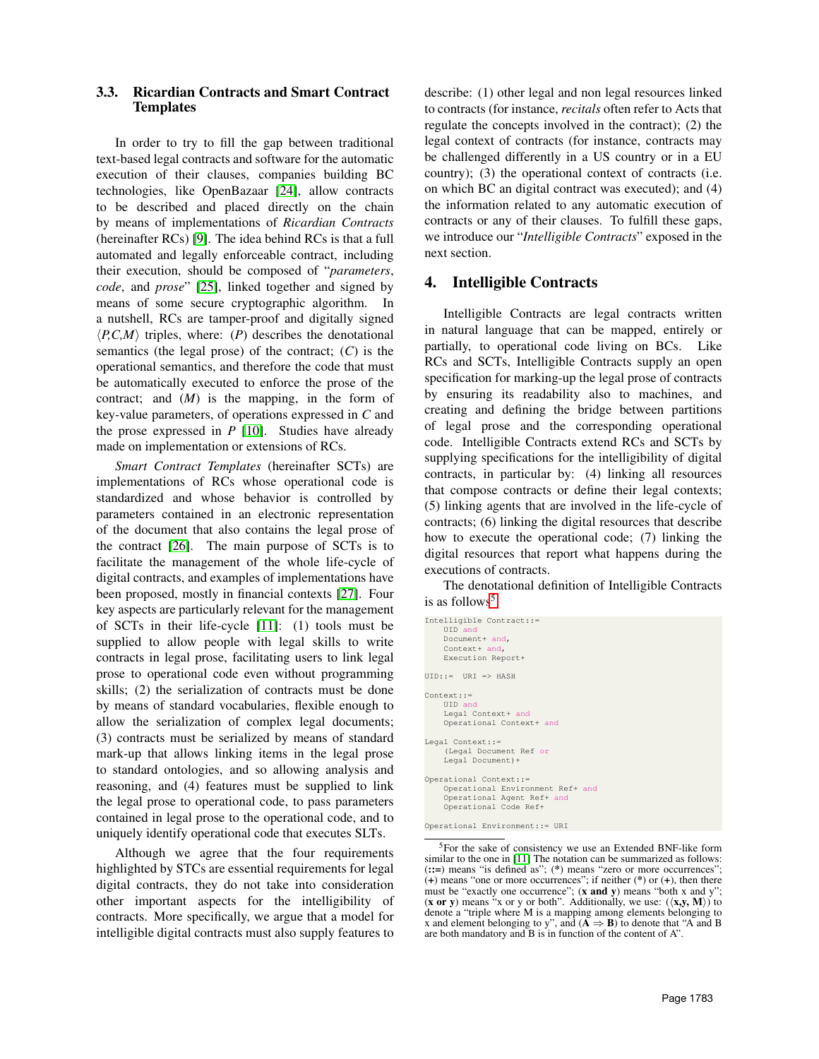### 3.3. Ricardian Contracts and Smart Contract Templates

In order to try to fill the gap between traditional text-based legal contracts and software for the automatic execution of their clauses, companies building BC technologies, like OpenBazaar [24], allow contracts to be described and placed directly on the chain by means of implementations of *Ricardian Contracts* (hereinafter RCs) [9]. The idea behind RCs is that a full automated and legally enforceable contract, including their execution, should be composed of "*parameters*, *code*, and *prose*" [25], linked together and signed by means of some secure cryptographic algorithm. In a nutshell, RCs are tamper-proof and digitally signed $\langle P,C,M \rangle$ triples, where: ($P$) describes the denotational semantics (the legal prose) of the contract; ($C$) is the operational semantics, and therefore the code that must be automatically executed to enforce the prose of the contract; and ($M$) is the mapping, in the form of key-value parameters, of operations expressed in $C$ and the prose expressed in $P$ [10]. Studies have already made on implementation or extensions of RCs.

*Smart Contract Templates* (hereinafter SCTs) are implementations of RCs whose operational code is standardized and whose behavior is controlled by parameters contained in an electronic representation of the document that also contains the legal prose of the contract [26]. The main purpose of SCTs is to facilitate the management of the whole life-cycle of digital contracts, and examples of implementations have been proposed, mostly in financial contexts [27]. Four key aspects are particularly relevant for the management of SCTs in their life-cycle [11]: (1) tools must be supplied to allow people with legal skills to write contracts in legal prose, facilitating users to link legal prose to operational code even without programming skills; (2) the serialization of contracts must be done by means of standard vocabularies, flexible enough to allow the serialization of complex legal documents; (3) contracts must be serialized by means of standard mark-up that allows linking items in the legal prose to standard ontologies, and so allowing analysis and reasoning, and (4) features must be supplied to link the legal prose to operational code, to pass parameters contained in legal prose to the operational code, and to uniquely identify operational code that executes SLTs.

Although we agree that the four requirements highlighted by STCs are essential requirements for legal digital contracts, they do not take into consideration other important aspects for the intelligibility of contracts. More specifically, we argue that a model for intelligible digital contracts must also supply features to describe: (1) other legal and non legal resources linked to contracts (for instance, *recitals* often refer to Acts that regulate the concepts involved in the contract); (2) the legal context of contracts (for instance, contracts may be challenged differently in a US country or in a EU country); (3) the operational context of contracts (i.e. on which BC an digital contract was executed); and (4) the information related to any automatic execution of contracts or any of their clauses. To fulfill these gaps, we introduce our "*Intelligible Contracts*" exposed in the next section.

## 4. Intelligible Contracts

Intelligible Contracts are legal contracts written in natural language that can be mapped, entirely or partially, to operational code living on BCs. Like RCs and SCTs, Intelligible Contracts supply an open specification for marking-up the legal prose of contracts by ensuring its readability also to machines, and creating and defining the bridge between partitions of legal prose and the corresponding operational code. Intelligible Contracts extend RCs and SCTs by supplying specifications for the intelligibility of digital contracts, in particular by: (4) linking all resources that compose contracts or define their legal contexts; (5) linking agents that are involved in the life-cycle of contracts; (6) linking the digital resources that describe how to execute the operational code; (7) linking the digital resources that report what happens during the executions of contracts.

The denotational definition of Intelligible Contracts is as follows[5]:

```
Intelligible Contract::=
    UID and
    Document+ and,
    Context+ and,
    Execution Report+

UID::=  URI => HASH

Context::=
    UID and
    Legal Context+ and
    Operational Context+ and

Legal Context::=
    (Legal Document Ref or
    Legal Document)+

Operational Context::=
    Operational Environment Ref+ and
    Operational Agent Ref+ and
    Operational Code Ref+

Operational Environment::= URI
```

[5] For the sake of consistency we use an Extended BNF-like form similar to the one in [11] The notation can be summarized as follows: (**::=**) means "is defined as"; (**\***) means "zero or more occurrences"; (**+**) means "one or more occurrences"; if neither (**\***) or (**+**), then there must be "exactly one occurrence"; (**x and y**) means "both x and y"; (**x or y**) means "x or y or both". Additionally, we use: (**⟨x,y, M⟩**) to denote a "triple where M is a mapping among elements belonging to x and element belonging to y", and (**A ⇒ B**) to denote that "A and B are both mandatory and B is in function of the content of A".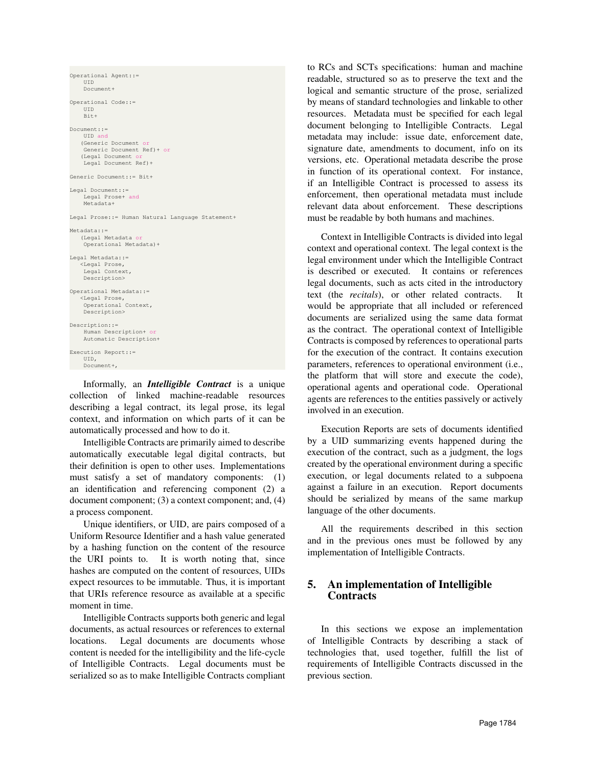```
Operational Agent::=
    UID
    Document+

Operational Code::=
    UID
    Bit+

Document::=
    UID and
   (Generic Document or
    Generic Document Ref)+ or
   (Legal Document or
    Legal Document Ref)+

Generic Document::= Bit+

Legal Document::=
    Legal Prose+ and
    Metadata+

Legal Prose::= Human Natural Language Statement+

Metadata::=
   (Legal Metadata or
    Operational Metadata)+

Legal Metadata::=
   <Legal Prose,
    Legal Context,
    Description>

Operational Metadata::=
   <Legal Prose,
    Operational Context,
    Description>

Description::=
    Human Description+ or
    Automatic Description+

Execution Report::=
    UID,
    Document+,
```

Informally, an ***Intelligible Contract*** is a unique collection of linked machine-readable resources describing a legal contract, its legal prose, its legal context, and information on which parts of it can be automatically processed and how to do it.

Intelligible Contracts are primarily aimed to describe automatically executable legal digital contracts, but their definition is open to other uses. Implementations must satisfy a set of mandatory components: (1) an identification and referencing component (2) a document component; (3) a context component; and, (4) a process component.

Unique identifiers, or UID, are pairs composed of a Uniform Resource Identifier and a hash value generated by a hashing function on the content of the resource the URI points to. It is worth noting that, since hashes are computed on the content of resources, UIDs expect resources to be immutable. Thus, it is important that URIs reference resource as available at a specific moment in time.

Intelligible Contracts supports both generic and legal documents, as actual resources or references to external locations. Legal documents are documents whose content is needed for the intelligibility and the life-cycle of Intelligible Contracts. Legal documents must be serialized so as to make Intelligible Contracts compliant to RCs and SCTs specifications: human and machine readable, structured so as to preserve the text and the logical and semantic structure of the prose, serialized by means of standard technologies and linkable to other resources. Metadata must be specified for each legal document belonging to Intelligible Contracts. Legal metadata may include: issue date, enforcement date, signature date, amendments to document, info on its versions, etc. Operational metadata describe the prose in function of its operational context. For instance, if an Intelligible Contract is processed to assess its enforcement, then operational metadata must include relevant data about enforcement. These descriptions must be readable by both humans and machines.

Context in Intelligible Contracts is divided into legal context and operational context. The legal context is the legal environment under which the Intelligible Contract is described or executed. It contains or references legal documents, such as acts cited in the introductory text (the *recitals*), or other related contracts. It would be appropriate that all included or referenced documents are serialized using the same data format as the contract. The operational context of Intelligible Contracts is composed by references to operational parts for the execution of the contract. It contains execution parameters, references to operational environment (i.e., the platform that will store and execute the code), operational agents and operational code. Operational agents are references to the entities passively or actively involved in an execution.

Execution Reports are sets of documents identified by a UID summarizing events happened during the execution of the contract, such as a judgment, the logs created by the operational environment during a specific execution, or legal documents related to a subpoena against a failure in an execution. Report documents should be serialized by means of the same markup language of the other documents.

All the requirements described in this section and in the previous ones must be followed by any implementation of Intelligible Contracts.

## 5. An implementation of Intelligible Contracts

In this sections we expose an implementation of Intelligible Contracts by describing a stack of technologies that, used together, fulfill the list of requirements of Intelligible Contracts discussed in the previous section.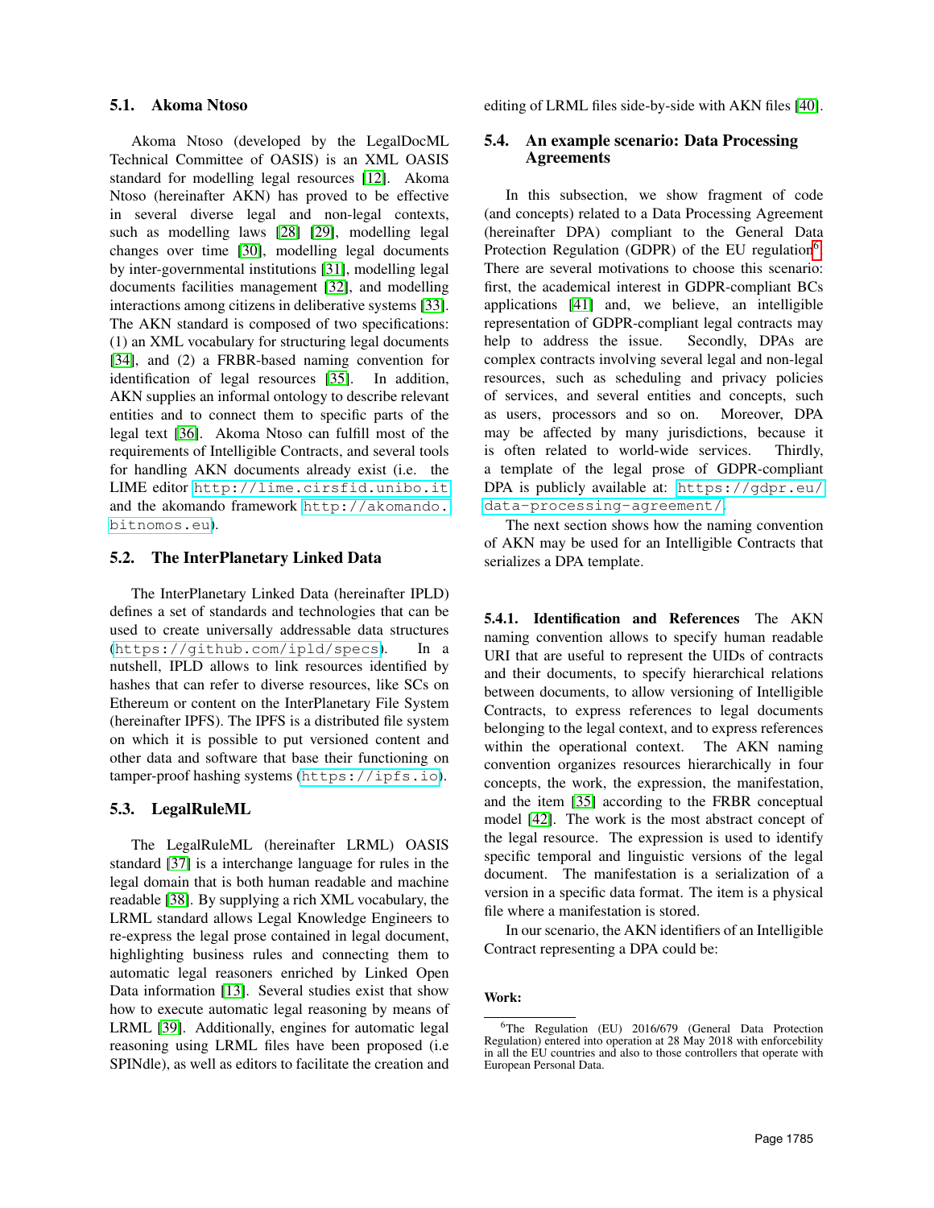### 5.1. Akoma Ntoso

Akoma Ntoso (developed by the LegalDocML Technical Committee of OASIS) is an XML OASIS standard for modelling legal resources [12]. Akoma Ntoso (hereinafter AKN) has proved to be effective in several diverse legal and non-legal contexts, such as modelling laws [28] [29], modelling legal changes over time [30], modelling legal documents by inter-governmental institutions [31], modelling legal documents facilities management [32], and modelling interactions among citizens in deliberative systems [33]. The AKN standard is composed of two specifications: (1) an XML vocabulary for structuring legal documents [34], and (2) a FRBR-based naming convention for identification of legal resources [35]. In addition, AKN supplies an informal ontology to describe relevant entities and to connect them to specific parts of the legal text [36]. Akoma Ntoso can fulfill most of the requirements of Intelligible Contracts, and several tools for handling AKN documents already exist (i.e. the LIME editor `http://lime.cirsfid.unibo.it` and the akomando framework `http://akomando.bitnomos.eu`).

### 5.2. The InterPlanetary Linked Data

The InterPlanetary Linked Data (hereinafter IPLD) defines a set of standards and technologies that can be used to create universally addressable data structures (`https://github.com/ipld/specs`). In a nutshell, IPLD allows to link resources identified by hashes that can refer to diverse resources, like SCs on Ethereum or content on the InterPlanetary File System (hereinafter IPFS). The IPFS is a distributed file system on which it is possible to put versioned content and other data and software that base their functioning on tamper-proof hashing systems (`https://ipfs.io`).

### 5.3. LegalRuleML

The LegalRuleML (hereinafter LRML) OASIS standard [37] is a interchange language for rules in the legal domain that is both human readable and machine readable [38]. By supplying a rich XML vocabulary, the LRML standard allows Legal Knowledge Engineers to re-express the legal prose contained in legal document, highlighting business rules and connecting them to automatic legal reasoners enriched by Linked Open Data information [13]. Several studies exist that show how to execute automatic legal reasoning by means of LRML [39]. Additionally, engines for automatic legal reasoning using LRML files have been proposed (i.e SPINdle), as well as editors to facilitate the creation and editing of LRML files side-by-side with AKN files [40].

### 5.4. An example scenario: Data Processing Agreements

In this subsection, we show fragment of code (and concepts) related to a Data Processing Agreement (hereinafter DPA) compliant to the General Data Protection Regulation (GDPR) of the EU regulation[6]. There are several motivations to choose this scenario: first, the academical interest in GDPR-compliant BCs applications [41] and, we believe, an intelligible representation of GDPR-compliant legal contracts may help to address the issue. Secondly, DPAs are complex contracts involving several legal and non-legal resources, such as scheduling and privacy policies of services, and several entities and concepts, such as users, processors and so on. Moreover, DPA may be affected by many jurisdictions, because it is often related to world-wide services. Thirdly, a template of the legal prose of GDPR-compliant DPA is publicly available at: `https://gdpr.eu/data-processing-agreement/`.

The next section shows how the naming convention of AKN may be used for an Intelligible Contracts that serializes a DPA template.

#### 5.4.1. Identification and References

The AKN naming convention allows to specify human readable URI that are useful to represent the UIDs of contracts and their documents, to specify hierarchical relations between documents, to allow versioning of Intelligible Contracts, to express references to legal documents belonging to the legal context, and to express references within the operational context. The AKN naming convention organizes resources hierarchically in four concepts, the work, the expression, the manifestation, and the item [35] according to the FRBR conceptual model [42]. The work is the most abstract concept of the legal resource. The expression is used to identify specific temporal and linguistic versions of the legal document. The manifestation is a serialization of a version in a specific data format. The item is a physical file where a manifestation is stored.

In our scenario, the AKN identifiers of an Intelligible Contract representing a DPA could be:

**Work:**

[6] The Regulation (EU) 2016/679 (General Data Protection Regulation) entered into operation at 28 May 2018 with enforcebility in all the EU countries and also to those controllers that operate with European Personal Data.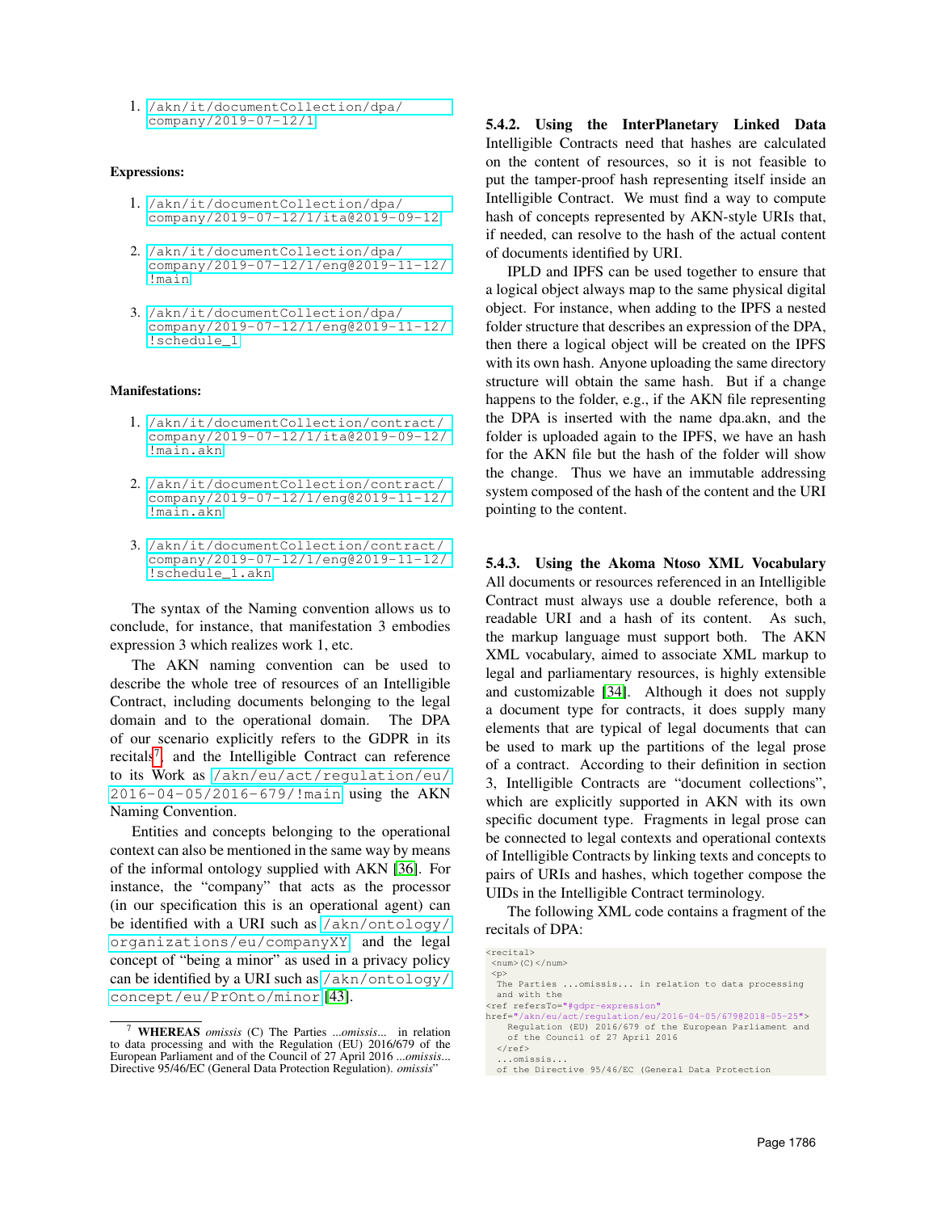1. /akn/it/documentCollection/dpa/company/2019-07-12/1

**Expressions:**

1. /akn/it/documentCollection/dpa/company/2019-07-12/1/ita@2019-09-12
2. /akn/it/documentCollection/dpa/company/2019-07-12/1/eng@2019-11-12/!main
3. /akn/it/documentCollection/dpa/company/2019-07-12/1/eng@2019-11-12/!schedule_1

**Manifestations:**

1. /akn/it/documentCollection/contract/company/2019-07-12/1/ita@2019-09-12/!main.akn
2. /akn/it/documentCollection/contract/company/2019-07-12/1/eng@2019-11-12/!main.akn
3. /akn/it/documentCollection/contract/company/2019-07-12/1/eng@2019-11-12/!schedule_1.akn

The syntax of the Naming convention allows us to conclude, for instance, that manifestation 3 embodies expression 3 which realizes work 1, etc.

The AKN naming convention can be used to describe the whole tree of resources of an Intelligible Contract, including documents belonging to the legal domain and to the operational domain. The DPA of our scenario explicitly refers to the GDPR in its recitals[7], and the Intelligible Contract can reference to its Work as /akn/eu/act/regulation/eu/2016-04-05/2016-679/!main using the AKN Naming Convention.

Entities and concepts belonging to the operational context can also be mentioned in the same way by means of the informal ontology supplied with AKN [36]. For instance, the "company" that acts as the processor (in our specification this is an operational agent) can be identified with a URI such as /akn/ontology/organizations/eu/companyXY and the legal concept of "being a minor" as used in a privacy policy can be identified by a URI such as /akn/ontology/concept/eu/PrOnto/minor [43].

[7] **WHEREAS** *omissis* (C) The Parties *...omissis...* in relation to data processing and with the Regulation (EU) 2016/679 of the European Parliament and of the Council of 27 April 2016 *...omissis...* Directive 95/46/EC (General Data Protection Regulation). *omissis*"

#### 5.4.2. Using the InterPlanetary Linked Data

Intelligible Contracts need that hashes are calculated on the content of resources, so it is not feasible to put the tamper-proof hash representing itself inside an Intelligible Contract. We must find a way to compute hash of concepts represented by AKN-style URIs that, if needed, can resolve to the hash of the actual content of documents identified by URI.

IPLD and IPFS can be used together to ensure that a logical object always map to the same physical digital object. For instance, when adding to the IPFS a nested folder structure that describes an expression of the DPA, then there a logical object will be created on the IPFS with its own hash. Anyone uploading the same directory structure will obtain the same hash. But if a change happens to the folder, e.g., if the AKN file representing the DPA is inserted with the name dpa.akn, and the folder is uploaded again to the IPFS, we have an hash for the AKN file but the hash of the folder will show the change. Thus we have an immutable addressing system composed of the hash of the content and the URI pointing to the content.

#### 5.4.3. Using the Akoma Ntoso XML Vocabulary

All documents or resources referenced in an Intelligible Contract must always use a double reference, both a readable URI and a hash of its content. As such, the markup language must support both. The AKN XML vocabulary, aimed to associate XML markup to legal and parliamentary resources, is highly extensible and customizable [34]. Although it does not supply a document type for contracts, it does supply many elements that are typical of legal documents that can be used to mark up the partitions of the legal prose of a contract. According to their definition in section 3, Intelligible Contracts are "document collections", which are explicitly supported in AKN with its own specific document type. Fragments in legal prose can be connected to legal contexts and operational contexts of Intelligible Contracts by linking texts and concepts to pairs of URIs and hashes, which together compose the UIDs in the Intelligible Contract terminology.

The following XML code contains a fragment of the recitals of DPA:

```
<recital>
 <num>(C)</num>
 <p>
  The Parties ...omissis... in relation to data processing
  and with the
<ref refersTo="#gdpr-expression"
href="/akn/eu/act/regulation/eu/2016-04-05/679@2018-05-25">
    Regulation (EU) 2016/679 of the European Parliament and
    of the Council of 27 April 2016
  </ref>
  ...omissis...
  of the Directive 95/46/EC (General Data Protection
```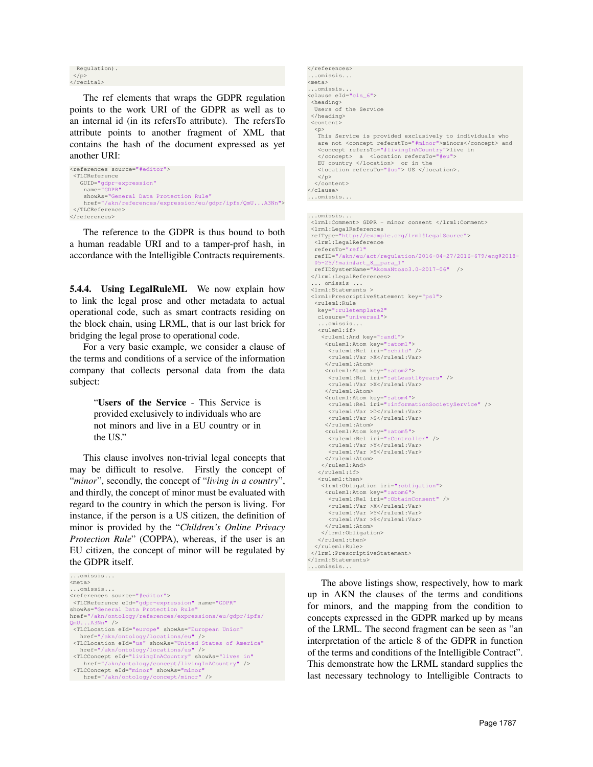```
 Regulation).
 </p>
</recital>
```

The ref elements that wraps the GDPR regulation points to the work URI of the GDPR as well as to an internal id (in its refersTo attribute). The refersTo attribute points to another fragment of XML that contains the hash of the document expressed as yet another URI:

```
<references source="#editor">
 <TLCReference
   GUID="gdpr-expression"
    name="GDPR"
    showAs="General Data Protection Rule"
    href="/akn/references/expression/eu/gdpr/ipfs/QmU...A3Nn">
 </TLCReference>
</references>
```

The reference to the GDPR is thus bound to both a human readable URI and to a tamper-prof hash, in accordance with the Intelligible Contracts requirements.

**5.4.4. Using LegalRuleML** We now explain how to link the legal prose and other metadata to actual operational code, such as smart contracts residing on the block chain, using LRML, that is our last brick for bridging the legal prose to operational code.

For a very basic example, we consider a clause of the terms and conditions of a service of the information company that collects personal data from the data subject:

> "**Users of the Service** - This Service is provided exclusively to individuals who are not minors and live in a EU country or in the US."

This clause involves non-trivial legal concepts that may be difficult to resolve. Firstly the concept of "*minor*", secondly, the concept of "*living in a country*", and thirdly, the concept of minor must be evaluated with regard to the country in which the person is living. For instance, if the person is a US citizen, the definition of minor is provided by the "*Children's Online Privacy Protection Rule*" (COPPA), whereas, if the user is an EU citizen, the concept of minor will be regulated by the GDPR itself.

```
...omissis...
<meta>
...omissis...
<references source="#editor">
 <TLCReference eId="gdpr-expression" name="GDPR"
 showAs="General Data Protection Rule"
 href="/akn/ontology/references/expressions/eu/gdpr/ipfs/
 QmU...A3Nn" />
 <TLCLocation eId="europe" showAs="European Union"
   href="/akn/ontology/locations/eu" />
 <TLCLocation eId="us" showAs="United States of America"
   href="/akn/ontology/locations/us" />
 <TLCConcept eId="livingInACountry" showAs="lives in"
   href="/akn/ontology/concept/livingInACountry" />
 <TLCConcept eId="minor" showAs="minor"
   href="/akn/ontology/concept/minor" />
</references>
...omissis...
<meta>
...omissis...
<clause eId="cls_6">
 <heading>
  Users of the Service
 </heading>
 <content>
  <p>
   This Service is provided exclusively to individuals who
   are not <concept refersTo="#minor">minors</concept> and
   <concept refersTo="#livingInACountry">live in
   </concept>  a  <location refersTo="#eu">
   EU country </location>  or in the
   <location refersTo="#us"> US </location>.
  </p>
 </content>
</clause>
...omissis...
```

```
...omissis...
 <lrml:Comment> GDPR - minor consent </lrml:Comment>
 <lrml:LegalReferences
 refType="http://example.org/lrml#LegalSource">
  <lrml:LegalReference
  refersTo="ref1"
  refID="/akn/eu/act/regulation/2016-04-27/2016-679/eng@2018-
  05-25/!main#art_8__para_1"
  refIDSystemName="AkomaNtoso3.0-2017-06"  />
 </lrml:LegalReferences>
 ... omissis ...
 <lrml:Statements >
 <lrml:PrescriptiveStatement key="ps1">
  <ruleml:Rule
   key=":ruletemplate2"
   closure="universal">
   ...omissis...
   <ruleml:if>
    <ruleml:And key=":and1">
     <ruleml:Atom key=":atom1">
      <ruleml:Rel iri=":child" />
      <ruleml:Var >X</ruleml:Var>
     </ruleml:Atom>
     <ruleml:Atom key=":atom2">
      <ruleml:Rel iri=":atLeast16years" />
      <ruleml:Var >X</ruleml:Var>
     </ruleml:Atom>
     <ruleml:Atom key=":atom4">
      <ruleml:Rel iri=":informationSocietyService" />
      <ruleml:Var >D</ruleml:Var>
      <ruleml:Var >S</ruleml:Var>
     </ruleml:Atom>
     <ruleml:Atom key=":atom5">
      <ruleml:Rel iri=":Controller" />
      <ruleml:Var >Y</ruleml:Var>
      <ruleml:Var >S</ruleml:Var>
     </ruleml:Atom>
    </ruleml:And>
   </ruleml:if>
   <ruleml:then>
    <lrml:Obligation iri=":obligation">
     <ruleml:Atom key=":atom6">
      <ruleml:Rel iri=":ObtainConsent" />
      <ruleml:Var >X</ruleml:Var>
      <ruleml:Var >Y</ruleml:Var>
      <ruleml:Var >S</ruleml:Var>
     </ruleml:Atom>
    </lrml:Obligation>
   </ruleml:then>
  </ruleml:Rule>
 </lrml:PrescriptiveStatement>
</lrml:Statements>
...omissis...
```

The above listings show, respectively, how to mark up in AKN the clauses of the terms and conditions for minors, and the mapping from the condition to concepts expressed in the GDPR marked up by means of the LRML. The second fragment can be seen as "an interpretation of the article 8 of the GDPR in function of the terms and conditions of the Intelligible Contract". This demonstrate how the LRML standard supplies the last necessary technology to Intelligible Contracts to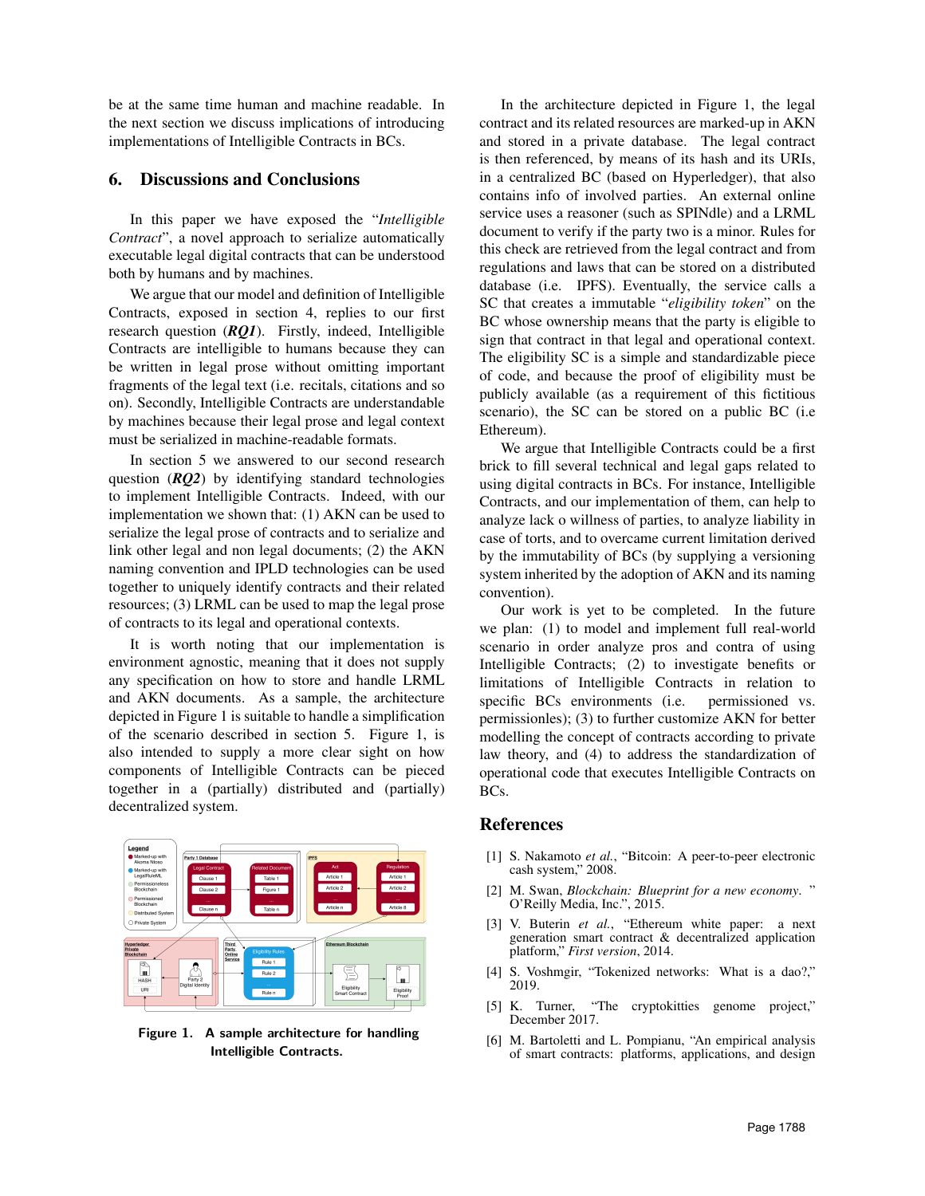be at the same time human and machine readable. In the next section we discuss implications of introducing implementations of Intelligible Contracts in BCs.

## 6. Discussions and Conclusions

In this paper we have exposed the "*Intelligible Contract*", a novel approach to serialize automatically executable legal digital contracts that can be understood both by humans and by machines.

We argue that our model and definition of Intelligible Contracts, exposed in section 4, replies to our first research question (***RQ1***). Firstly, indeed, Intelligible Contracts are intelligible to humans because they can be written in legal prose without omitting important fragments of the legal text (i.e. recitals, citations and so on). Secondly, Intelligible Contracts are understandable by machines because their legal prose and legal context must be serialized in machine-readable formats.

In section 5 we answered to our second research question (***RQ2***) by identifying standard technologies to implement Intelligible Contracts. Indeed, with our implementation we shown that: (1) AKN can be used to serialize the legal prose of contracts and to serialize and link other legal and non legal documents; (2) the AKN naming convention and IPLD technologies can be used together to uniquely identify contracts and their related resources; (3) LRML can be used to map the legal prose of contracts to its legal and operational contexts.

It is worth noting that our implementation is environment agnostic, meaning that it does not supply any specification on how to store and handle LRML and AKN documents. As a sample, the architecture depicted in Figure 1 is suitable to handle a simplification of the scenario described in section 5. Figure 1, is also intended to supply a more clear sight on how components of Intelligible Contracts can be pieced together in a (partially) distributed and (partially) decentralized system.

Figure 1. A sample architecture for handling Intelligible Contracts.

In the architecture depicted in Figure 1, the legal contract and its related resources are marked-up in AKN and stored in a private database. The legal contract is then referenced, by means of its hash and its URIs, in a centralized BC (based on Hyperledger), that also contains info of involved parties. An external online service uses a reasoner (such as SPINdle) and a LRML document to verify if the party two is a minor. Rules for this check are retrieved from the legal contract and from regulations and laws that can be stored on a distributed database (i.e. IPFS). Eventually, the service calls a SC that creates a immutable "*eligibility token*" on the BC whose ownership means that the party is eligible to sign that contract in that legal and operational context. The eligibility SC is a simple and standardizable piece of code, and because the proof of eligibility must be publicly available (as a requirement of this fictitious scenario), the SC can be stored on a public BC (i.e Ethereum).

We argue that Intelligible Contracts could be a first brick to fill several technical and legal gaps related to using digital contracts in BCs. For instance, Intelligible Contracts, and our implementation of them, can help to analyze lack o willness of parties, to analyze liability in case of torts, and to overcame current limitation derived by the immutability of BCs (by supplying a versioning system inherited by the adoption of AKN and its naming convention).

Our work is yet to be completed. In the future we plan: (1) to model and implement full real-world scenario in order analyze pros and contra of using Intelligible Contracts; (2) to investigate benefits or limitations of Intelligible Contracts in relation to specific BCs environments (i.e. permissioned vs. permissionles); (3) to further customize AKN for better modelling the concept of contracts according to private law theory, and (4) to address the standardization of operational code that executes Intelligible Contracts on BCs.

## References

[1] S. Nakamoto *et al.*, "Bitcoin: A peer-to-peer electronic cash system," 2008.

[2] M. Swan, *Blockchain: Blueprint for a new economy.* " O'Reilly Media, Inc.", 2015.

[3] V. Buterin *et al.*, "Ethereum white paper: a next generation smart contract & decentralized application platform," *First version*, 2014.

[4] S. Voshmgir, "Tokenized networks: What is a dao?," 2019.

[5] K. Turner, "The cryptokitties genome project," December 2017.

[6] M. Bartoletti and L. Pompianu, "An empirical analysis of smart contracts: platforms, applications, and design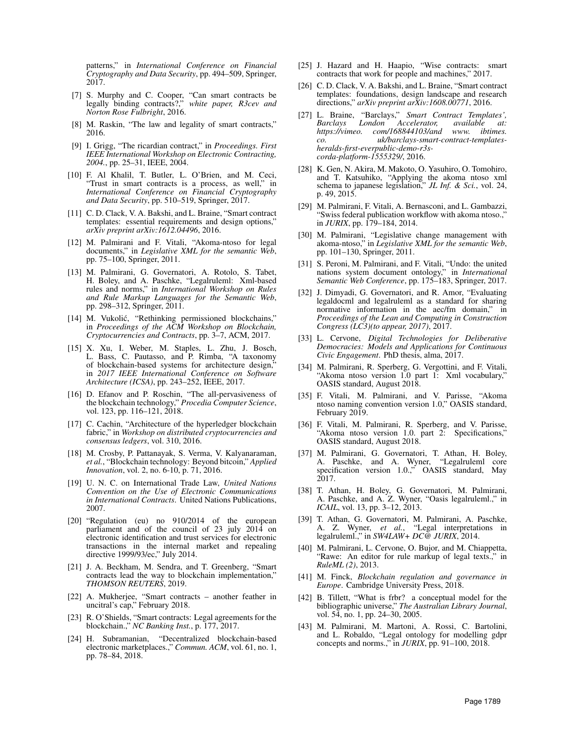patterns," in *International Conference on Financial Cryptography and Data Security*, pp. 494–509, Springer, 2017.

[7] S. Murphy and C. Cooper, "Can smart contracts be legally binding contracts?," *white paper, R3cev and Norton Rose Fulbright*, 2016.

[8] M. Raskin, "The law and legality of smart contracts," 2016.

[9] I. Grigg, "The ricardian contract," in *Proceedings. First IEEE International Workshop on Electronic Contracting, 2004.*, pp. 25–31, IEEE, 2004.

[10] F. Al Khalil, T. Butler, L. O'Brien, and M. Ceci, "Trust in smart contracts is a process, as well," in *International Conference on Financial Cryptography and Data Security*, pp. 510–519, Springer, 2017.

[11] C. D. Clack, V. A. Bakshi, and L. Braine, "Smart contract templates: essential requirements and design options," *arXiv preprint arXiv:1612.04496*, 2016.

[12] M. Palmirani and F. Vitali, "Akoma-ntoso for legal documents," in *Legislative XML for the semantic Web*, pp. 75–100, Springer, 2011.

[13] M. Palmirani, G. Governatori, A. Rotolo, S. Tabet, H. Boley, and A. Paschke, "Legalruleml: Xml-based rules and norms," in *International Workshop on Rules and Rule Markup Languages for the Semantic Web*, pp. 298–312, Springer, 2011.

[14] M. Vukolić, "Rethinking permissioned blockchains," in *Proceedings of the ACM Workshop on Blockchain, Cryptocurrencies and Contracts*, pp. 3–7, ACM, 2017.

[15] X. Xu, I. Weber, M. Staples, L. Zhu, J. Bosch, L. Bass, C. Pautasso, and P. Rimba, "A taxonomy of blockchain-based systems for architecture design," in *2017 IEEE International Conference on Software Architecture (ICSA)*, pp. 243–252, IEEE, 2017.

[16] D. Efanov and P. Roschin, "The all-pervasiveness of the blockchain technology," *Procedia Computer Science*, vol. 123, pp. 116–121, 2018.

[17] C. Cachin, "Architecture of the hyperledger blockchain fabric," in *Workshop on distributed cryptocurrencies and consensus ledgers*, vol. 310, 2016.

[18] M. Crosby, P. Pattanayak, S. Verma, V. Kalyanaraman, *et al.*, "Blockchain technology: Beyond bitcoin," *Applied Innovation*, vol. 2, no. 6-10, p. 71, 2016.

[19] U. N. C. on International Trade Law, *United Nations Convention on the Use of Electronic Communications in International Contracts*. United Nations Publications, 2007.

[20] "Regulation (eu) no 910/2014 of the european parliament and of the council of 23 july 2014 on electronic identification and trust services for electronic transactions in the internal market and repealing directive 1999/93/ec," July 2014.

[21] J. A. Beckham, M. Sendra, and T. Greenberg, "Smart contracts lead the way to blockchain implementation," *THOMSON REUTERS*, 2019.

[22] A. Mukherjee, "Smart contracts – another feather in uncitral's cap," February 2018.

[23] R. O'Shields, "Smart contracts: Legal agreements for the blockchain.," *NC Banking Inst.*, p. 177, 2017.

[24] H. Subramanian, "Decentralized blockchain-based electronic marketplaces.," *Commun. ACM*, vol. 61, no. 1, pp. 78–84, 2018.

[25] J. Hazard and H. Haapio, "Wise contracts: smart contracts that work for people and machines," 2017.

[26] C. D. Clack, V. A. Bakshi, and L. Braine, "Smart contract templates: foundations, design landscape and research directions," *arXiv preprint arXiv:1608.00771*, 2016.

[27] L. Braine, "Barclays," *Smart Contract Templates', Barclays London Accelerator, available at: https://vimeo. com/168844103/and www. ibtimes. co. uk/barclays-smart-contract-templates-heralds-first-everpublic-demo-r3s-corda-platform-1555329/*, 2016.

[28] K. Gen, N. Akira, M. Makoto, O. Yasuhiro, O. Tomohiro, and T. Katsuhiko, "Applying the akoma ntoso xml schema to japanese legislation," *JL Inf. & Sci.*, vol. 24, p. 49, 2015.

[29] M. Palmirani, F. Vitali, A. Bernasconi, and L. Gambazzi, "Swiss federal publication workflow with akoma ntoso.," in *JURIX*, pp. 179–184, 2014.

[30] M. Palmirani, "Legislative change management with akoma-ntoso," in *Legislative XML for the semantic Web*, pp. 101–130, Springer, 2011.

[31] S. Peroni, M. Palmirani, and F. Vitali, "Undo: the united nations system document ontology," in *International Semantic Web Conference*, pp. 175–183, Springer, 2017.

[32] J. Dimyadi, G. Governatori, and R. Amor, "Evaluating legaldocml and legalruleml as a standard for sharing normative information in the aec/fm domain," in *Proceedings of the Lean and Computing in Construction Congress (LC3)(to appear, 2017)*, 2017.

[33] L. Cervone, *Digital Technologies for Deliberative Democracies: Models and Applications for Continuous Civic Engagement*. PhD thesis, alma, 2017.

[34] M. Palmirani, R. Sperberg, G. Vergottini, and F. Vitali, "Akoma ntoso version 1.0 part 1: Xml vocabulary," OASIS standard, August 2018.

[35] F. Vitali, M. Palmirani, and V. Parisse, "Akoma ntoso naming convention version 1.0," OASIS standard, February 2019.

[36] F. Vitali, M. Palmirani, R. Sperberg, and V. Parisse, "Akoma ntoso version 1.0. part 2: Specifications," OASIS standard, August 2018.

[37] M. Palmirani, G. Governatori, T. Athan, H. Boley, A. Paschke, and A. Wyner, "Legalruleml core specification version 1.0.," OASIS standard, May 2017.

[38] T. Athan, H. Boley, G. Governatori, M. Palmirani, A. Paschke, and A. Z. Wyner, "Oasis legalruleml.," in *ICAIL*, vol. 13, pp. 3–12, 2013.

[39] T. Athan, G. Governatori, M. Palmirani, A. Paschke, A. Z. Wyner, *et al.*, "Legal interpretations in legalruleml.," in *SW4LAW+ DC@ JURIX*, 2014.

[40] M. Palmirani, L. Cervone, O. Bujor, and M. Chiappetta, "Rawe: An editor for rule markup of legal texts.," in *RuleML (2)*, 2013.

[41] M. Finck, *Blockchain regulation and governance in Europe*. Cambridge University Press, 2018.

[42] B. Tillett, "What is frbr? a conceptual model for the bibliographic universe," *The Australian Library Journal*, vol. 54, no. 1, pp. 24–30, 2005.

[43] M. Palmirani, M. Martoni, A. Rossi, C. Bartolini, and L. Robaldo, "Legal ontology for modelling gdpr concepts and norms.," in *JURIX*, pp. 91–100, 2018.